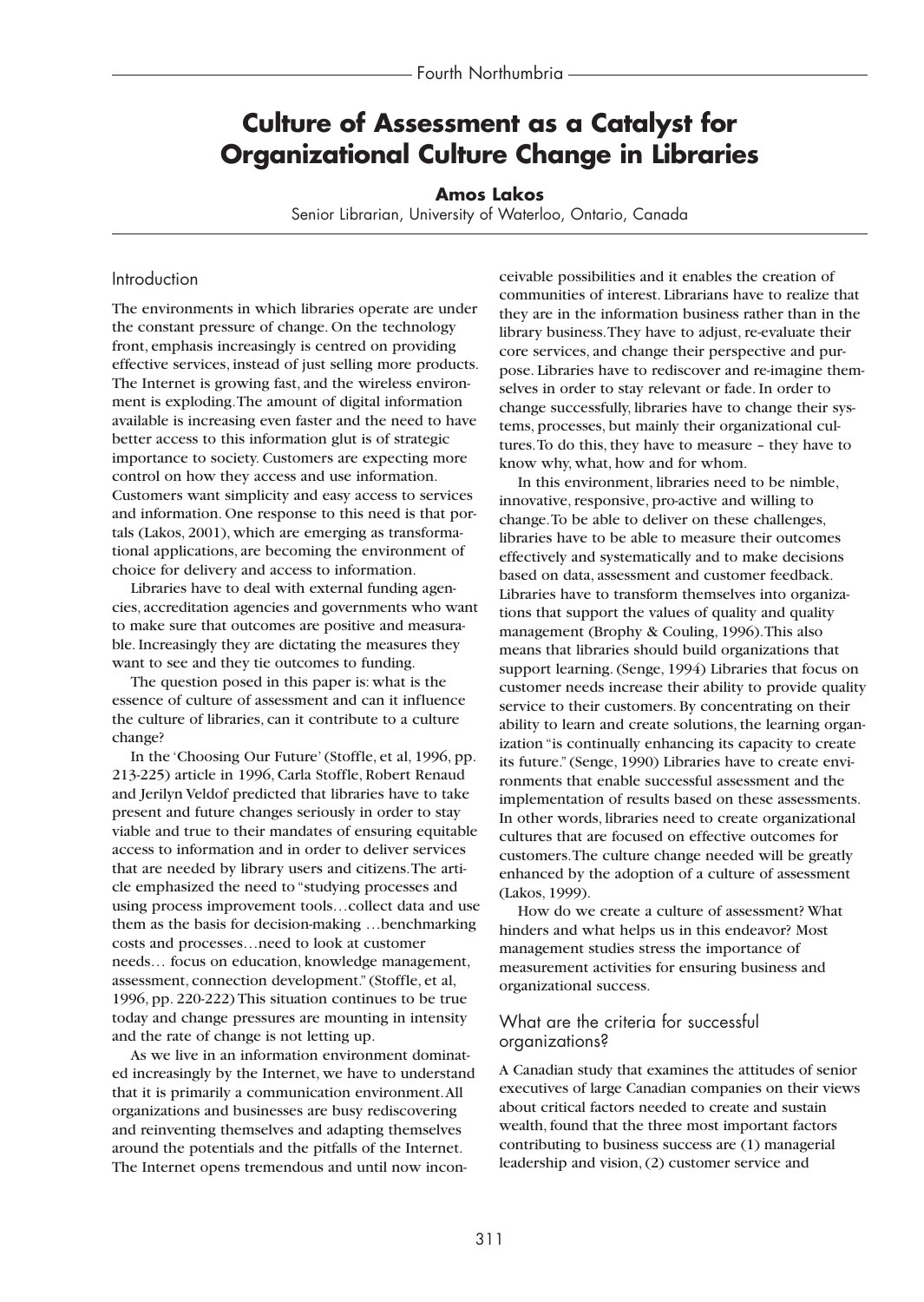# Culture of Assessment as a Catalyst for Organizational Culture Change in Libraries

**Amos Lakos**

Senior Librarian, University of Waterloo, Ontario, Canada

## Introduction

The environments in which libraries operate are under the constant pressure of change. On the technology front, emphasis increasingly is centred on providing effective services, instead of just selling more products. The Internet is growing fast, and the wireless environment is exploding. The amount of digital information available is increasing even faster and the need to have better access to this information glut is of strategic importance to society. Customers are expecting more control on how they access and use information. Customers want simplicity and easy access to services and information. One response to this need is that portals (Lakos, 2001), which are emerging as transformational applications, are becoming the environment of choice for delivery and access to information.

Libraries have to deal with external funding agencies, accreditation agencies and governments who want to make sure that outcomes are positive and measurable. Increasingly they are dictating the measures they want to see and they tie outcomes to funding.

The question posed in this paper is: what is the essence of culture of assessment and can it influence the culture of libraries, can it contribute to a culture change?

In the 'Choosing Our Future' (Stoffle, et al, 1996, pp. 213-225) article in 1996, Carla Stoffle, Robert Renaud and Jerilyn Veldof predicted that libraries have to take present and future changes seriously in order to stay viable and true to their mandates of ensuring equitable access to information and in order to deliver services that are needed by library users and citizens. The article emphasized the need to "studying processes and using process improvement tools…collect data and use them as the basis for decision-making …benchmarking costs and processes…need to look at customer needs… focus on education, knowledge management, assessment, connection development." (Stoffle, et al, 1996, pp. 220-222) This situation continues to be true today and change pressures are mounting in intensity and the rate of change is not letting up.

As we live in an information environment dominated increasingly by the Internet, we have to understand that it is primarily a communication environment. All organizations and businesses are busy rediscovering and reinventing themselves and adapting themselves around the potentials and the pitfalls of the Internet. The Internet opens tremendous and until now inconceivable possibilities and it enables the creation of communities of interest. Librarians have to realize that they are in the information business rather than in the library business. They have to adjust, re-evaluate their core services, and change their perspective and purpose. Libraries have to rediscover and re-imagine themselves in order to stay relevant or fade. In order to change successfully, libraries have to change their systems, processes, but mainly their organizational cultures. To do this, they have to measure – they have to know why, what, how and for whom.

In this environment, libraries need to be nimble, innovative, responsive, pro-active and willing to change. To be able to deliver on these challenges, libraries have to be able to measure their outcomes effectively and systematically and to make decisions based on data, assessment and customer feedback. Libraries have to transform themselves into organizations that support the values of quality and quality management (Brophy & Couling, 1996). This also means that libraries should build organizations that support learning. (Senge, 1994) Libraries that focus on customer needs increase their ability to provide quality service to their customers. By concentrating on their ability to learn and create solutions, the learning organization "is continually enhancing its capacity to create its future." (Senge, 1990) Libraries have to create environments that enable successful assessment and the implementation of results based on these assessments. In other words, libraries need to create organizational cultures that are focused on effective outcomes for customers. The culture change needed will be greatly enhanced by the adoption of a culture of assessment (Lakos, 1999).

How do we create a culture of assessment? What hinders and what helps us in this endeavor? Most management studies stress the importance of measurement activities for ensuring business and organizational success.

## What are the criteria for successful organizations?

A Canadian study that examines the attitudes of senior executives of large Canadian companies on their views about critical factors needed to create and sustain wealth, found that the three most important factors contributing to business success are (1) managerial leadership and vision, (2) customer service and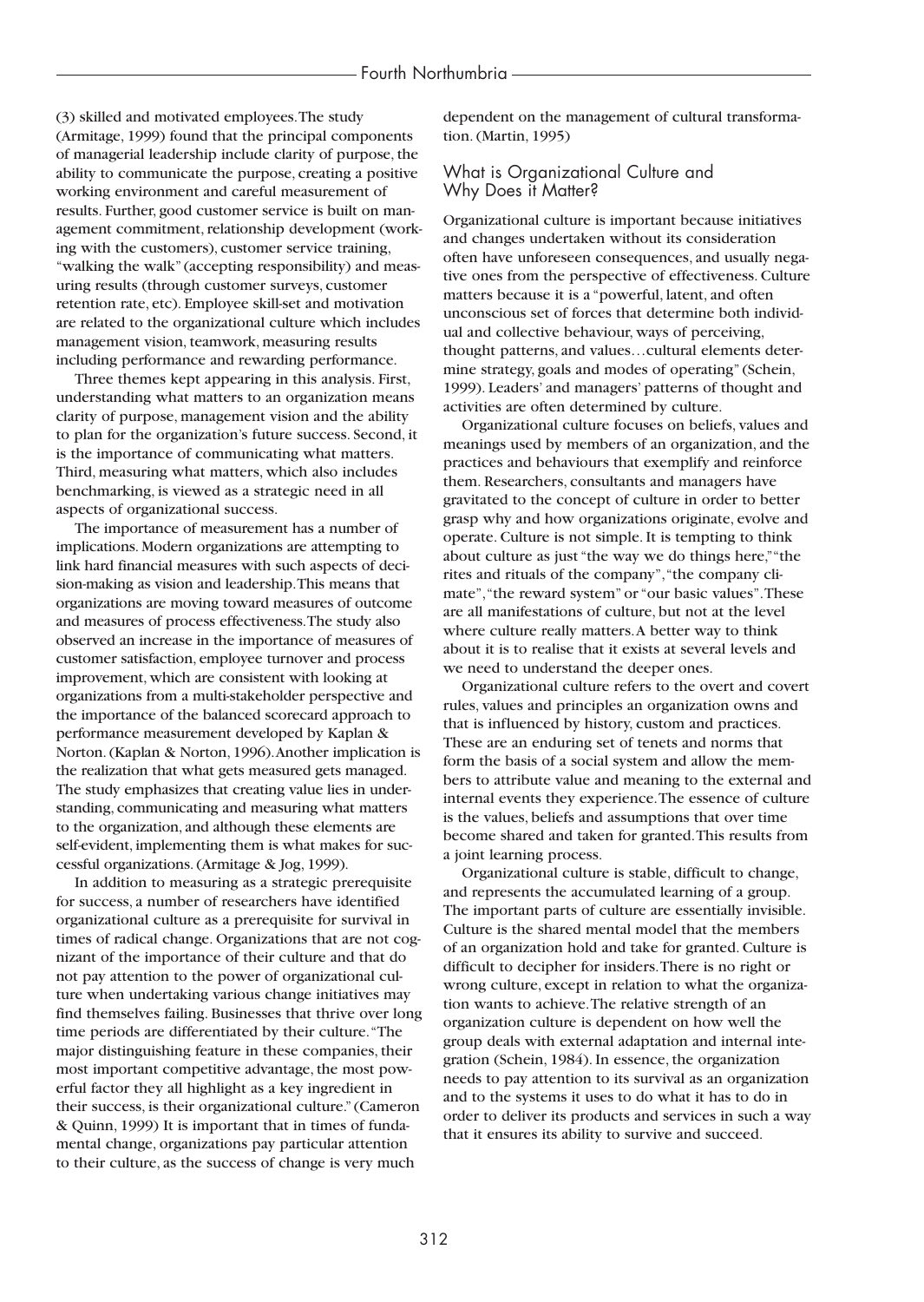(3) skilled and motivated employees. The study (Armitage, 1999) found that the principal components of managerial leadership include clarity of purpose, the ability to communicate the purpose, creating a positive working environment and careful measurement of results. Further, good customer service is built on management commitment, relationship development (working with the customers), customer service training, "walking the walk" (accepting responsibility) and measuring results (through customer surveys, customer retention rate, etc). Employee skill-set and motivation are related to the organizational culture which includes management vision, teamwork, measuring results including performance and rewarding performance.

Three themes kept appearing in this analysis. First, understanding what matters to an organization means clarity of purpose, management vision and the ability to plan for the organization's future success. Second, it is the importance of communicating what matters. Third, measuring what matters, which also includes benchmarking, is viewed as a strategic need in all aspects of organizational success.

The importance of measurement has a number of implications. Modern organizations are attempting to link hard financial measures with such aspects of decision-making as vision and leadership. This means that organizations are moving toward measures of outcome and measures of process effectiveness. The study also observed an increase in the importance of measures of customer satisfaction, employee turnover and process improvement, which are consistent with looking at organizations from a multi-stakeholder perspective and the importance of the balanced scorecard approach to performance measurement developed by Kaplan & Norton. (Kaplan & Norton, 1996). Another implication is the realization that what gets measured gets managed. The study emphasizes that creating value lies in understanding, communicating and measuring what matters to the organization, and although these elements are self-evident, implementing them is what makes for successful organizations. (Armitage & Jog, 1999).

In addition to measuring as a strategic prerequisite for success, a number of researchers have identified organizational culture as a prerequisite for survival in times of radical change. Organizations that are not cognizant of the importance of their culture and that do not pay attention to the power of organizational culture when undertaking various change initiatives may find themselves failing. Businesses that thrive over long time periods are differentiated by their culture. "The major distinguishing feature in these companies, their most important competitive advantage, the most powerful factor they all highlight as a key ingredient in their success, is their organizational culture." (Cameron & Quinn, 1999) It is important that in times of fundamental change, organizations pay particular attention to their culture, as the success of change is very much dependent on the management of cultural transformation. (Martin, 1995)

## What is Organizational Culture and Why Does it Matter?

Organizational culture is important because initiatives and changes undertaken without its consideration often have unforeseen consequences, and usually negative ones from the perspective of effectiveness. Culture matters because it is a "powerful, latent, and often unconscious set of forces that determine both individual and collective behaviour, ways of perceiving, thought patterns, and values…cultural elements determine strategy, goals and modes of operating" (Schein, 1999). Leaders' and managers' patterns of thought and activities are often determined by culture.

Organizational culture focuses on beliefs, values and meanings used by members of an organization, and the practices and behaviours that exemplify and reinforce them. Researchers, consultants and managers have gravitated to the concept of culture in order to better grasp why and how organizations originate, evolve and operate. Culture is not simple. It is tempting to think about culture as just "the way we do things here," "the rites and rituals of the company", "the company climate", "the reward system" or "our basic values". These are all manifestations of culture, but not at the level where culture really matters. A better way to think about it is to realise that it exists at several levels and we need to understand the deeper ones.

Organizational culture refers to the overt and covert rules, values and principles an organization owns and that is influenced by history, custom and practices. These are an enduring set of tenets and norms that form the basis of a social system and allow the members to attribute value and meaning to the external and internal events they experience. The essence of culture is the values, beliefs and assumptions that over time become shared and taken for granted. This results from a joint learning process.

Organizational culture is stable, difficult to change, and represents the accumulated learning of a group. The important parts of culture are essentially invisible. Culture is the shared mental model that the members of an organization hold and take for granted. Culture is difficult to decipher for insiders. There is no right or wrong culture, except in relation to what the organization wants to achieve. The relative strength of an organization culture is dependent on how well the group deals with external adaptation and internal integration (Schein, 1984). In essence, the organization needs to pay attention to its survival as an organization and to the systems it uses to do what it has to do in order to deliver its products and services in such a way that it ensures its ability to survive and succeed.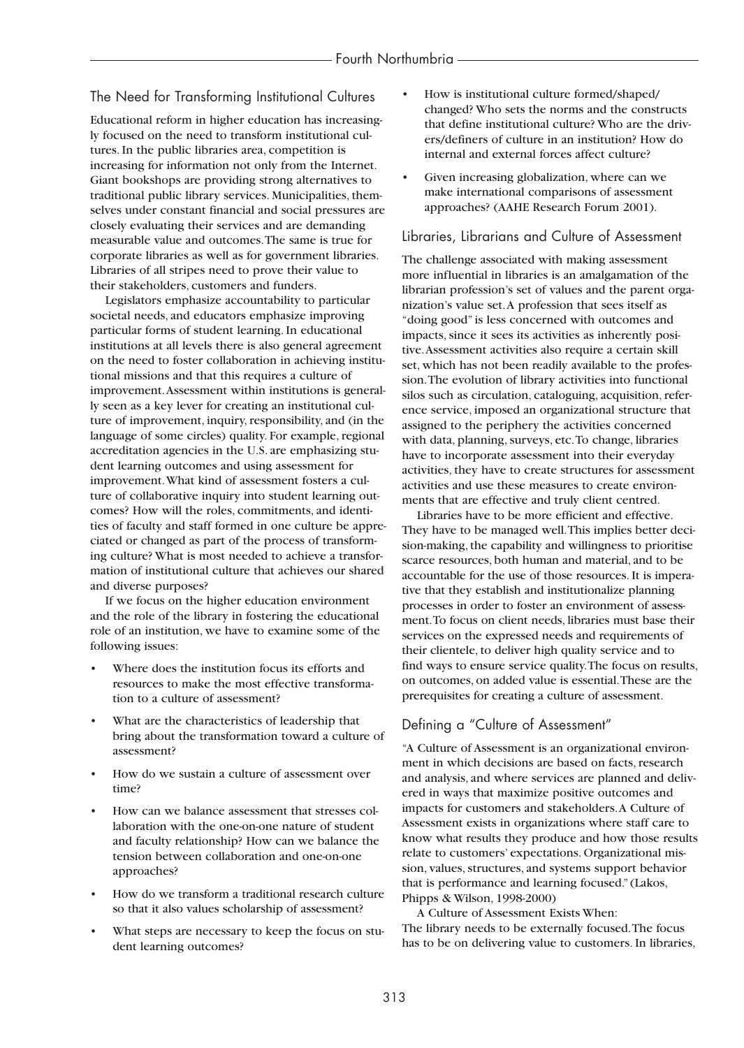## The Need for Transforming Institutional Cultures

Educational reform in higher education has increasingly focused on the need to transform institutional cultures. In the public libraries area, competition is increasing for information not only from the Internet. Giant bookshops are providing strong alternatives to traditional public library services. Municipalities, themselves under constant financial and social pressures are closely evaluating their services and are demanding measurable value and outcomes. The same is true for corporate libraries as well as for government libraries. Libraries of all stripes need to prove their value to their stakeholders, customers and funders.

Legislators emphasize accountability to particular societal needs, and educators emphasize improving particular forms of student learning. In educational institutions at all levels there is also general agreement on the need to foster collaboration in achieving institutional missions and that this requires a culture of improvement. Assessment within institutions is generally seen as a key lever for creating an institutional culture of improvement, inquiry, responsibility, and (in the language of some circles) quality. For example, regional accreditation agencies in the U.S. are emphasizing student learning outcomes and using assessment for improvement. What kind of assessment fosters a culture of collaborative inquiry into student learning outcomes? How will the roles, commitments, and identities of faculty and staff formed in one culture be appreciated or changed as part of the process of transforming culture? What is most needed to achieve a transformation of institutional culture that achieves our shared and diverse purposes?

If we focus on the higher education environment and the role of the library in fostering the educational role of an institution, we have to examine some of the following issues:

- Where does the institution focus its efforts and resources to make the most effective transformation to a culture of assessment?
- What are the characteristics of leadership that bring about the transformation toward a culture of assessment?
- How do we sustain a culture of assessment over time?
- How can we balance assessment that stresses collaboration with the one-on-one nature of student and faculty relationship? How can we balance the tension between collaboration and one-on-one approaches?
- How do we transform a traditional research culture so that it also values scholarship of assessment?
- What steps are necessary to keep the focus on student learning outcomes?
- How is institutional culture formed/shaped/changed? Who sets the norms and the constructs that define institutional culture? Who are the drivers/definers of culture in an institution? How do internal and external forces affect culture?
- Given increasing globalization, where can we make international comparisons of assessment approaches? (AAHE Research Forum 2001).

## Libraries, Librarians and Culture of Assessment

The challenge associated with making assessment more influential in libraries is an amalgamation of the librarian profession's set of values and the parent organization's value set. A profession that sees itself as "doing good" is less concerned with outcomes and impacts, since it sees its activities as inherently positive. Assessment activities also require a certain skill set, which has not been readily available to the profession. The evolution of library activities into functional silos such as circulation, cataloguing, acquisition, reference service, imposed an organizational structure that assigned to the periphery the activities concerned with data, planning, surveys, etc. To change, libraries have to incorporate assessment into their everyday activities, they have to create structures for assessment activities and use these measures to create environments that are effective and truly client centred.

Libraries have to be more efficient and effective. They have to be managed well. This implies better decision-making, the capability and willingness to prioritise scarce resources, both human and material, and to be accountable for the use of those resources. It is imperative that they establish and institutionalize planning processes in order to foster an environment of assessment. To focus on client needs, libraries must base their services on the expressed needs and requirements of their clientele, to deliver high quality service and to find ways to ensure service quality. The focus on results, on outcomes, on added value is essential. These are the prerequisites for creating a culture of assessment.

## Defining a "Culture of Assessment"

"A Culture of Assessment is an organizational environment in which decisions are based on facts, research and analysis, and where services are planned and delivered in ways that maximize positive outcomes and impacts for customers and stakeholders. A Culture of Assessment exists in organizations where staff care to know what results they produce and how those results relate to customers' expectations. Organizational mission, values, structures, and systems support behavior that is performance and learning focused." (Lakos, Phipps & Wilson, 1998-2000)

A Culture of Assessment Exists When:

The library needs to be externally focused. The focus has to be on delivering value to customers. In libraries,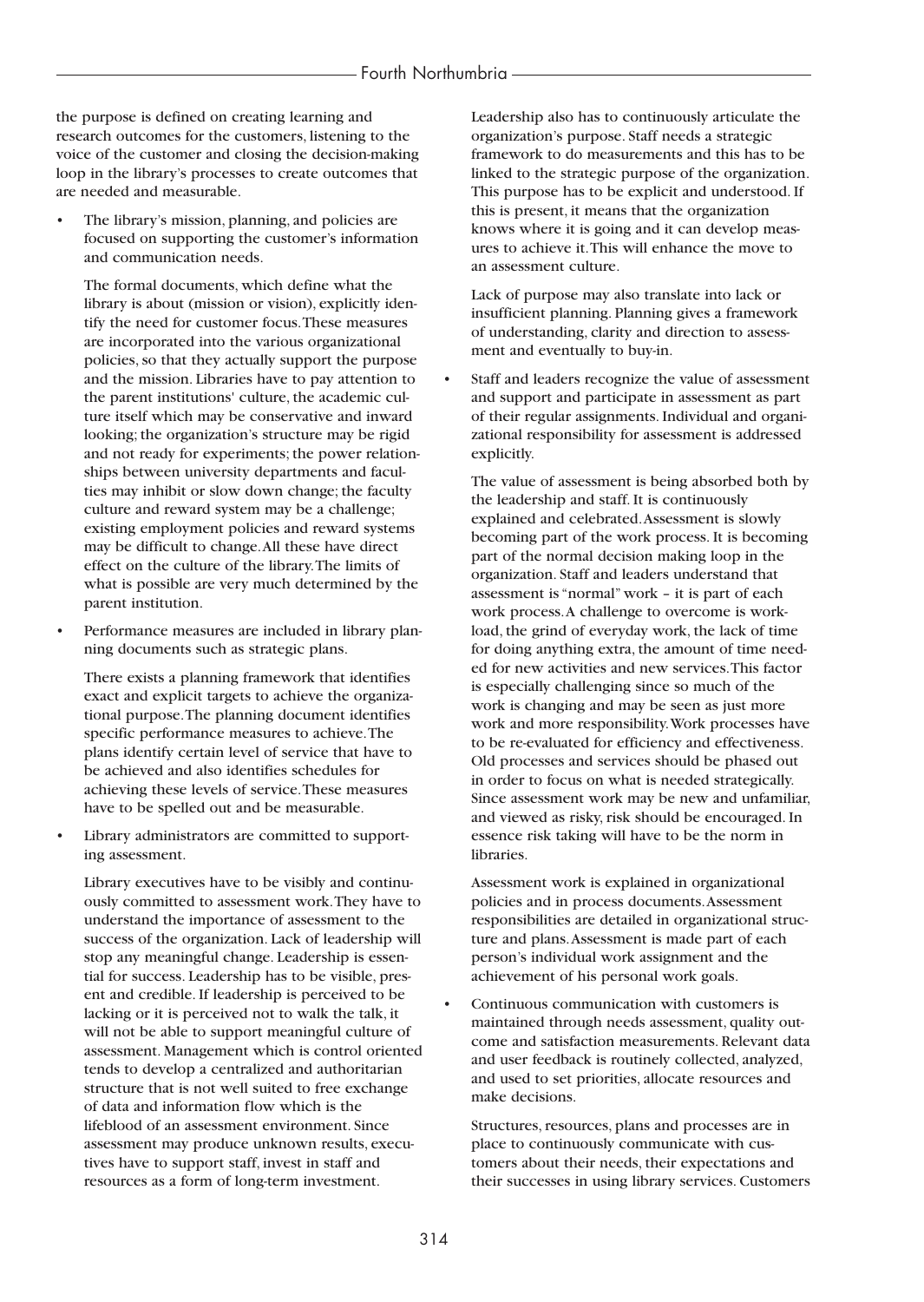the purpose is defined on creating learning and research outcomes for the customers, listening to the voice of the customer and closing the decision-making loop in the library's processes to create outcomes that are needed and measurable.

- The library's mission, planning, and policies are focused on supporting the customer's information and communication needs.

  The formal documents, which define what the library is about (mission or vision), explicitly identify the need for customer focus. These measures are incorporated into the various organizational policies, so that they actually support the purpose and the mission. Libraries have to pay attention to the parent institutions' culture, the academic culture itself which may be conservative and inward looking; the organization's structure may be rigid and not ready for experiments; the power relationships between university departments and faculties may inhibit or slow down change; the faculty culture and reward system may be a challenge; existing employment policies and reward systems may be difficult to change. All these have direct effect on the culture of the library. The limits of what is possible are very much determined by the parent institution.

- Performance measures are included in library planning documents such as strategic plans.

  There exists a planning framework that identifies exact and explicit targets to achieve the organizational purpose. The planning document identifies specific performance measures to achieve. The plans identify certain level of service that have to be achieved and also identifies schedules for achieving these levels of service. These measures have to be spelled out and be measurable.

- Library administrators are committed to supporting assessment.

  Library executives have to be visibly and continuously committed to assessment work. They have to understand the importance of assessment to the success of the organization. Lack of leadership will stop any meaningful change. Leadership is essential for success. Leadership has to be visible, present and credible. If leadership is perceived to be lacking or it is perceived not to walk the talk, it will not be able to support meaningful culture of assessment. Management which is control oriented tends to develop a centralized and authoritarian structure that is not well suited to free exchange of data and information flow which is the lifeblood of an assessment environment. Since assessment may produce unknown results, executives have to support staff, invest in staff and resources as a form of long-term investment.

  Leadership also has to continuously articulate the organization's purpose. Staff needs a strategic framework to do measurements and this has to be linked to the strategic purpose of the organization. This purpose has to be explicit and understood. If this is present, it means that the organization knows where it is going and it can develop measures to achieve it. This will enhance the move to an assessment culture.

  Lack of purpose may also translate into lack or insufficient planning. Planning gives a framework of understanding, clarity and direction to assessment and eventually to buy-in.

- Staff and leaders recognize the value of assessment and support and participate in assessment as part of their regular assignments. Individual and organizational responsibility for assessment is addressed explicitly.

  The value of assessment is being absorbed both by the leadership and staff. It is continuously explained and celebrated. Assessment is slowly becoming part of the work process. It is becoming part of the normal decision making loop in the organization. Staff and leaders understand that assessment is "normal" work – it is part of each work process. A challenge to overcome is workload, the grind of everyday work, the lack of time for doing anything extra, the amount of time needed for new activities and new services. This factor is especially challenging since so much of the work is changing and may be seen as just more work and more responsibility. Work processes have to be re-evaluated for efficiency and effectiveness. Old processes and services should be phased out in order to focus on what is needed strategically. Since assessment work may be new and unfamiliar, and viewed as risky, risk should be encouraged. In essence risk taking will have to be the norm in libraries.

  Assessment work is explained in organizational policies and in process documents. Assessment responsibilities are detailed in organizational structure and plans. Assessment is made part of each person's individual work assignment and the achievement of his personal work goals.

- Continuous communication with customers is maintained through needs assessment, quality outcome and satisfaction measurements. Relevant data and user feedback is routinely collected, analyzed, and used to set priorities, allocate resources and make decisions.

  Structures, resources, plans and processes are in place to continuously communicate with customers about their needs, their expectations and their successes in using library services. Customers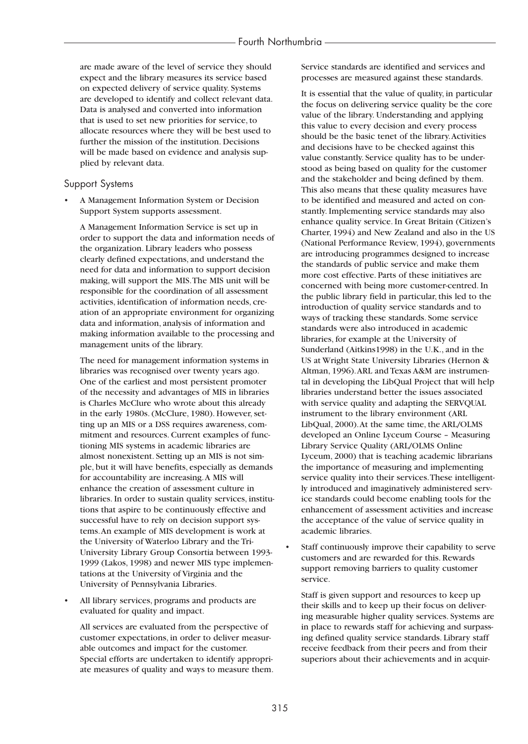are made aware of the level of service they should expect and the library measures its service based on expected delivery of service quality. Systems are developed to identify and collect relevant data. Data is analysed and converted into information that is used to set new priorities for service, to allocate resources where they will be best used to further the mission of the institution. Decisions will be made based on evidence and analysis supplied by relevant data.

### Support Systems

- A Management Information System or Decision Support System supports assessment.

  A Management Information Service is set up in order to support the data and information needs of the organization. Library leaders who possess clearly defined expectations, and understand the need for data and information to support decision making, will support the MIS. The MIS unit will be responsible for the coordination of all assessment activities, identification of information needs, creation of an appropriate environment for organizing data and information, analysis of information and making information available to the processing and management units of the library.

  The need for management information systems in libraries was recognised over twenty years ago. One of the earliest and most persistent promoter of the necessity and advantages of MIS in libraries is Charles McClure who wrote about this already in the early 1980s. (McClure, 1980). However, setting up an MIS or a DSS requires awareness, commitment and resources. Current examples of functioning MIS systems in academic libraries are almost nonexistent. Setting up an MIS is not simple, but it will have benefits, especially as demands for accountability are increasing. A MIS will enhance the creation of assessment culture in libraries. In order to sustain quality services, institutions that aspire to be continuously effective and successful have to rely on decision support systems. An example of MIS development is work at the University of Waterloo Library and the Tri-University Library Group Consortia between 1993-1999 (Lakos, 1998) and newer MIS type implementations at the University of Virginia and the University of Pennsylvania Libraries.

- All library services, programs and products are evaluated for quality and impact.

  All services are evaluated from the perspective of customer expectations, in order to deliver measurable outcomes and impact for the customer. Special efforts are undertaken to identify appropriate measures of quality and ways to measure them. Service standards are identified and services and processes are measured against these standards.

  It is essential that the value of quality, in particular the focus on delivering service quality be the core value of the library. Understanding and applying this value to every decision and every process should be the basic tenet of the library. Activities and decisions have to be checked against this value constantly. Service quality has to be understood as being based on quality for the customer and the stakeholder and being defined by them. This also means that these quality measures have to be identified and measured and acted on constantly. Implementing service standards may also enhance quality service. In Great Britain (Citizen's Charter, 1994) and New Zealand and also in the US (National Performance Review, 1994), governments are introducing programmes designed to increase the standards of public service and make them more cost effective. Parts of these initiatives are concerned with being more customer-centred. In the public library field in particular, this led to the introduction of quality service standards and to ways of tracking these standards. Some service standards were also introduced in academic libraries, for example at the University of Sunderland (Aitkins1998) in the U.K., and in the US at Wright State University Libraries (Hernon & Altman, 1996). ARL and Texas A&M are instrumental in developing the LibQual Project that will help libraries understand better the issues associated with service quality and adapting the SERVQUAL instrument to the library environment (ARL LibQual, 2000). At the same time, the ARL/OLMS developed an Online Lyceum Course – Measuring Library Service Quality (ARL/OLMS Online Lyceum, 2000) that is teaching academic librarians the importance of measuring and implementing service quality into their services. These intelligently introduced and imaginatively administered service standards could become enabling tools for the enhancement of assessment activities and increase the acceptance of the value of service quality in academic libraries.

- Staff continuously improve their capability to serve customers and are rewarded for this. Rewards support removing barriers to quality customer service.

  Staff is given support and resources to keep up their skills and to keep up their focus on delivering measurable higher quality services. Systems are in place to rewards staff for achieving and surpassing defined quality service standards. Library staff receive feedback from their peers and from their superiors about their achievements and in acquir-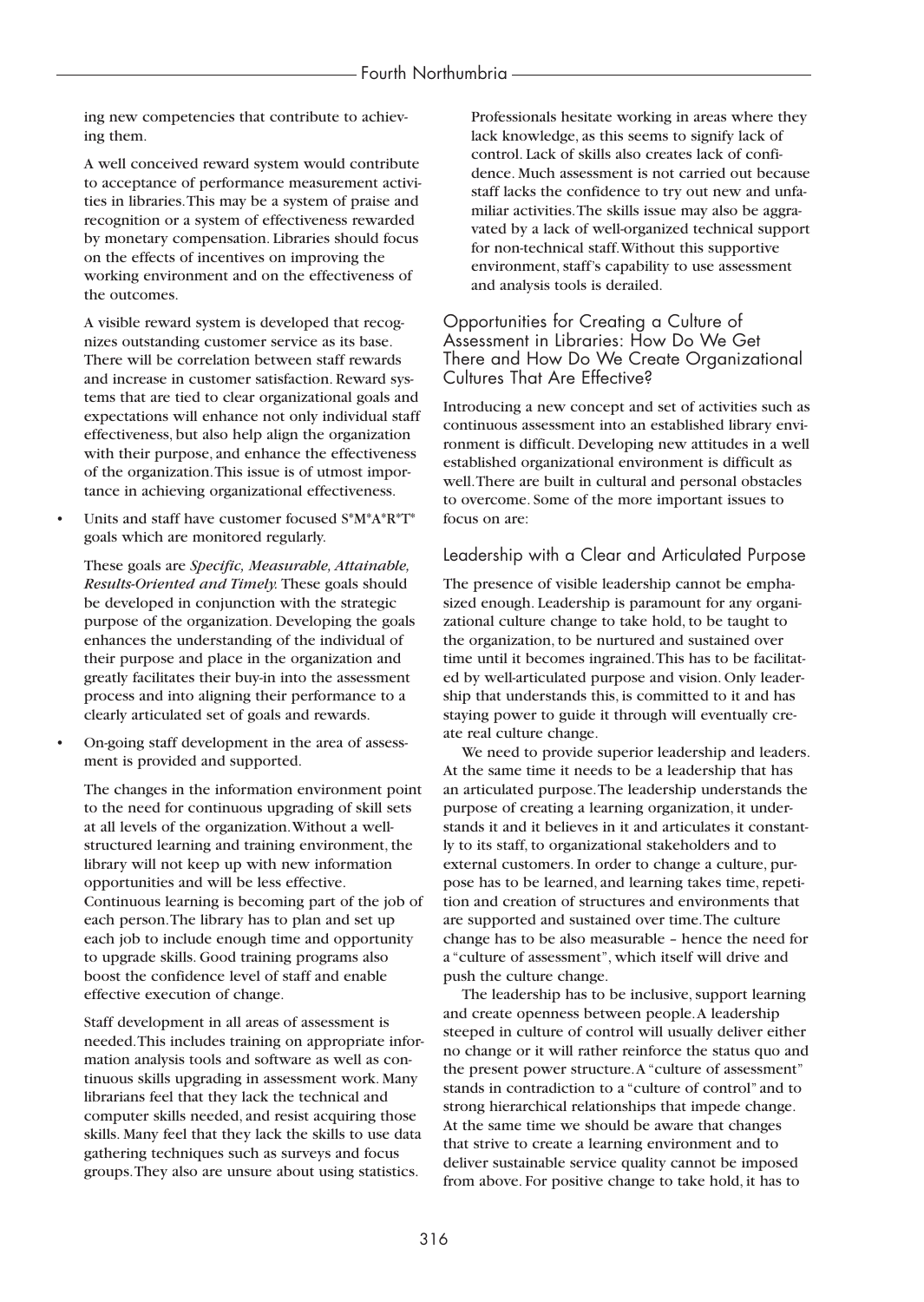ing new competencies that contribute to achieving them.

A well conceived reward system would contribute to acceptance of performance measurement activities in libraries. This may be a system of praise and recognition or a system of effectiveness rewarded by monetary compensation. Libraries should focus on the effects of incentives on improving the working environment and on the effectiveness of the outcomes.

A visible reward system is developed that recognizes outstanding customer service as its base. There will be correlation between staff rewards and increase in customer satisfaction. Reward systems that are tied to clear organizational goals and expectations will enhance not only individual staff effectiveness, but also help align the organization with their purpose, and enhance the effectiveness of the organization. This issue is of utmost importance in achieving organizational effectiveness.

- Units and staff have customer focused S*M*A*R*T* goals which are monitored regularly.

  These goals are *Specific, Measurable, Attainable, Results-Oriented and Timely.* These goals should be developed in conjunction with the strategic purpose of the organization. Developing the goals enhances the understanding of the individual of their purpose and place in the organization and greatly facilitates their buy-in into the assessment process and into aligning their performance to a clearly articulated set of goals and rewards.

- On-going staff development in the area of assessment is provided and supported.

  The changes in the information environment point to the need for continuous upgrading of skill sets at all levels of the organization. Without a well-structured learning and training environment, the library will not keep up with new information opportunities and will be less effective. Continuous learning is becoming part of the job of each person. The library has to plan and set up each job to include enough time and opportunity to upgrade skills. Good training programs also boost the confidence level of staff and enable effective execution of change.

  Staff development in all areas of assessment is needed. This includes training on appropriate information analysis tools and software as well as continuous skills upgrading in assessment work. Many librarians feel that they lack the technical and computer skills needed, and resist acquiring those skills. Many feel that they lack the skills to use data gathering techniques such as surveys and focus groups. They also are unsure about using statistics. Professionals hesitate working in areas where they lack knowledge, as this seems to signify lack of control. Lack of skills also creates lack of confidence. Much assessment is not carried out because staff lacks the confidence to try out new and unfamiliar activities. The skills issue may also be aggravated by a lack of well-organized technical support for non-technical staff. Without this supportive environment, staff's capability to use assessment and analysis tools is derailed.

## Opportunities for Creating a Culture of Assessment in Libraries: How Do We Get There and How Do We Create Organizational Cultures That Are Effective?

Introducing a new concept and set of activities such as continuous assessment into an established library environment is difficult. Developing new attitudes in a well established organizational environment is difficult as well. There are built in cultural and personal obstacles to overcome. Some of the more important issues to focus on are:

### Leadership with a Clear and Articulated Purpose

The presence of visible leadership cannot be emphasized enough. Leadership is paramount for any organizational culture change to take hold, to be taught to the organization, to be nurtured and sustained over time until it becomes ingrained. This has to be facilitated by well-articulated purpose and vision. Only leadership that understands this, is committed to it and has staying power to guide it through will eventually create real culture change.

We need to provide superior leadership and leaders. At the same time it needs to be a leadership that has an articulated purpose. The leadership understands the purpose of creating a learning organization, it understands it and it believes in it and articulates it constantly to its staff, to organizational stakeholders and to external customers. In order to change a culture, purpose has to be learned, and learning takes time, repetition and creation of structures and environments that are supported and sustained over time. The culture change has to be also measurable – hence the need for a "culture of assessment", which itself will drive and push the culture change.

The leadership has to be inclusive, support learning and create openness between people. A leadership steeped in culture of control will usually deliver either no change or it will rather reinforce the status quo and the present power structure. A "culture of assessment" stands in contradiction to a "culture of control" and to strong hierarchical relationships that impede change. At the same time we should be aware that changes that strive to create a learning environment and to deliver sustainable service quality cannot be imposed from above. For positive change to take hold, it has to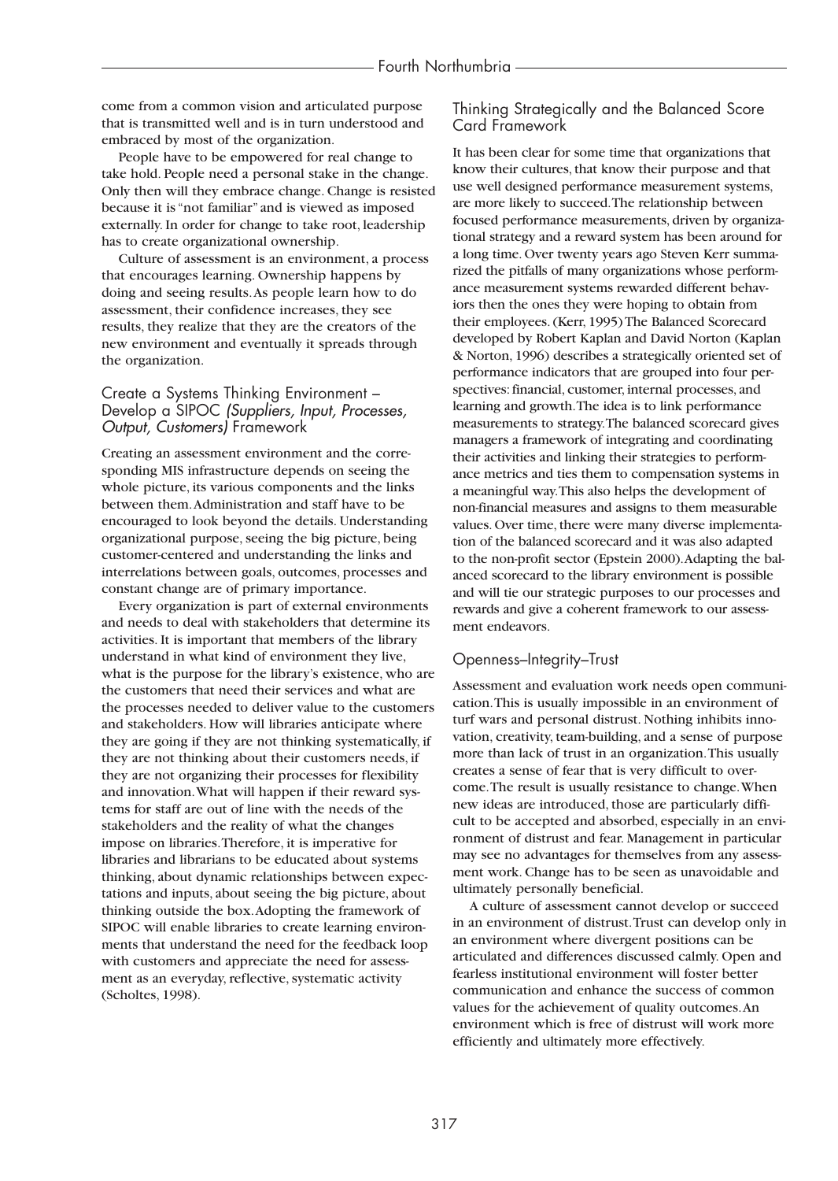come from a common vision and articulated purpose that is transmitted well and is in turn understood and embraced by most of the organization.

People have to be empowered for real change to take hold. People need a personal stake in the change. Only then will they embrace change. Change is resisted because it is "not familiar" and is viewed as imposed externally. In order for change to take root, leadership has to create organizational ownership.

Culture of assessment is an environment, a process that encourages learning. Ownership happens by doing and seeing results. As people learn how to do assessment, their confidence increases, they see results, they realize that they are the creators of the new environment and eventually it spreads through the organization.

## Create a Systems Thinking Environment – Develop a SIPOC *(Suppliers, Input, Processes, Output, Customers)* Framework

Creating an assessment environment and the corresponding MIS infrastructure depends on seeing the whole picture, its various components and the links between them. Administration and staff have to be encouraged to look beyond the details. Understanding organizational purpose, seeing the big picture, being customer-centered and understanding the links and interrelations between goals, outcomes, processes and constant change are of primary importance.

Every organization is part of external environments and needs to deal with stakeholders that determine its activities. It is important that members of the library understand in what kind of environment they live, what is the purpose for the library's existence, who are the customers that need their services and what are the processes needed to deliver value to the customers and stakeholders. How will libraries anticipate where they are going if they are not thinking systematically, if they are not thinking about their customers needs, if they are not organizing their processes for flexibility and innovation. What will happen if their reward systems for staff are out of line with the needs of the stakeholders and the reality of what the changes impose on libraries. Therefore, it is imperative for libraries and librarians to be educated about systems thinking, about dynamic relationships between expectations and inputs, about seeing the big picture, about thinking outside the box. Adopting the framework of SIPOC will enable libraries to create learning environments that understand the need for the feedback loop with customers and appreciate the need for assessment as an everyday, reflective, systematic activity (Scholtes, 1998).

## Thinking Strategically and the Balanced Score Card Framework

It has been clear for some time that organizations that know their cultures, that know their purpose and that use well designed performance measurement systems, are more likely to succeed. The relationship between focused performance measurements, driven by organizational strategy and a reward system has been around for a long time. Over twenty years ago Steven Kerr summarized the pitfalls of many organizations whose performance measurement systems rewarded different behaviors then the ones they were hoping to obtain from their employees. (Kerr, 1995) The Balanced Scorecard developed by Robert Kaplan and David Norton (Kaplan & Norton, 1996) describes a strategically oriented set of performance indicators that are grouped into four perspectives: financial, customer, internal processes, and learning and growth. The idea is to link performance measurements to strategy. The balanced scorecard gives managers a framework of integrating and coordinating their activities and linking their strategies to performance metrics and ties them to compensation systems in a meaningful way. This also helps the development of non-financial measures and assigns to them measurable values. Over time, there were many diverse implementation of the balanced scorecard and it was also adapted to the non-profit sector (Epstein 2000). Adapting the balanced scorecard to the library environment is possible and will tie our strategic purposes to our processes and rewards and give a coherent framework to our assessment endeavors.

## Openness–Integrity–Trust

Assessment and evaluation work needs open communication. This is usually impossible in an environment of turf wars and personal distrust. Nothing inhibits innovation, creativity, team-building, and a sense of purpose more than lack of trust in an organization. This usually creates a sense of fear that is very difficult to overcome. The result is usually resistance to change. When new ideas are introduced, those are particularly difficult to be accepted and absorbed, especially in an environment of distrust and fear. Management in particular may see no advantages for themselves from any assessment work. Change has to be seen as unavoidable and ultimately personally beneficial.

A culture of assessment cannot develop or succeed in an environment of distrust. Trust can develop only in an environment where divergent positions can be articulated and differences discussed calmly. Open and fearless institutional environment will foster better communication and enhance the success of common values for the achievement of quality outcomes. An environment which is free of distrust will work more efficiently and ultimately more effectively.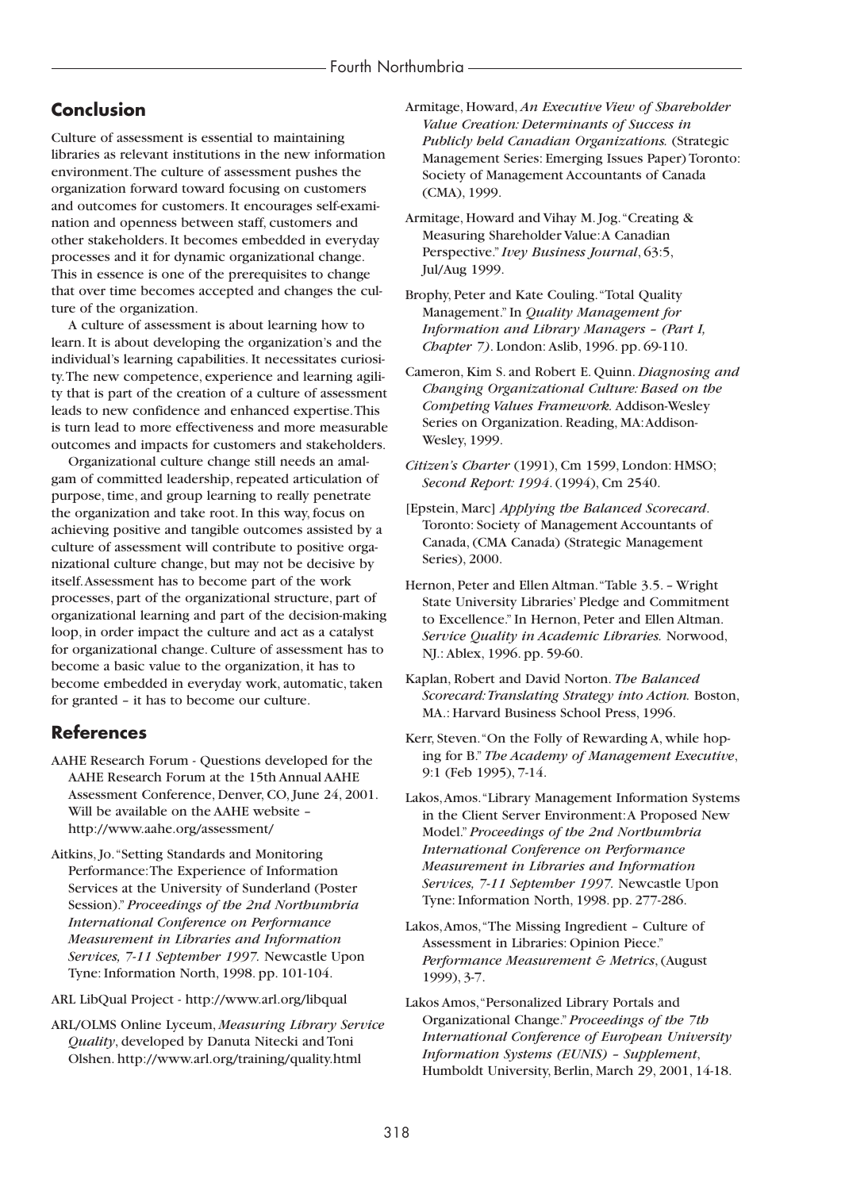## Conclusion

Culture of assessment is essential to maintaining libraries as relevant institutions in the new information environment. The culture of assessment pushes the organization forward toward focusing on customers and outcomes for customers. It encourages self-examination and openness between staff, customers and other stakeholders. It becomes embedded in everyday processes and it for dynamic organizational change. This in essence is one of the prerequisites to change that over time becomes accepted and changes the culture of the organization.

A culture of assessment is about learning how to learn. It is about developing the organization's and the individual's learning capabilities. It necessitates curiosity. The new competence, experience and learning agility that is part of the creation of a culture of assessment leads to new confidence and enhanced expertise. This is turn lead to more effectiveness and more measurable outcomes and impacts for customers and stakeholders.

Organizational culture change still needs an amalgam of committed leadership, repeated articulation of purpose, time, and group learning to really penetrate the organization and take root. In this way, focus on achieving positive and tangible outcomes assisted by a culture of assessment will contribute to positive organizational culture change, but may not be decisive by itself. Assessment has to become part of the work processes, part of the organizational structure, part of organizational learning and part of the decision-making loop, in order impact the culture and act as a catalyst for organizational change. Culture of assessment has to become a basic value to the organization, it has to become embedded in everyday work, automatic, taken for granted – it has to become our culture.

## References

AAHE Research Forum - Questions developed for the AAHE Research Forum at the 15th Annual AAHE Assessment Conference, Denver, CO, June 24, 2001. Will be available on the AAHE website – http://www.aahe.org/assessment/

Aitkins, Jo. "Setting Standards and Monitoring Performance: The Experience of Information Services at the University of Sunderland (Poster Session)." *Proceedings of the 2nd Northumbria International Conference on Performance Measurement in Libraries and Information Services, 7-11 September 1997.* Newcastle Upon Tyne: Information North, 1998. pp. 101-104.

ARL LibQual Project - http://www.arl.org/libqual

ARL/OLMS Online Lyceum, *Measuring Library Service Quality*, developed by Danuta Nitecki and Toni Olshen. http://www.arl.org/training/quality.html

Armitage, Howard, *An Executive View of Shareholder Value Creation: Determinants of Success in Publicly held Canadian Organizations.* (Strategic Management Series: Emerging Issues Paper) Toronto: Society of Management Accountants of Canada (CMA), 1999.

Armitage, Howard and Vihay M. Jog. "Creating & Measuring Shareholder Value: A Canadian Perspective." *Ivey Business Journal*, 63:5, Jul/Aug 1999.

Brophy, Peter and Kate Couling. "Total Quality Management." In *Quality Management for Information and Library Managers – (Part I, Chapter 7)*. London: Aslib, 1996. pp. 69-110.

Cameron, Kim S. and Robert E. Quinn. *Diagnosing and Changing Organizational Culture: Based on the Competing Values Framework.* Addison-Wesley Series on Organization. Reading, MA: Addison-Wesley, 1999.

*Citizen's Charter* (1991), Cm 1599, London: HMSO; *Second Report: 1994*. (1994), Cm 2540.

[Epstein, Marc] *Applying the Balanced Scorecard*. Toronto: Society of Management Accountants of Canada, (CMA Canada) (Strategic Management Series), 2000.

Hernon, Peter and Ellen Altman. "Table 3.5. – Wright State University Libraries' Pledge and Commitment to Excellence." In Hernon, Peter and Ellen Altman. *Service Quality in Academic Libraries.* Norwood, NJ.: Ablex, 1996. pp. 59-60.

Kaplan, Robert and David Norton. *The Balanced Scorecard: Translating Strategy into Action.* Boston, MA.: Harvard Business School Press, 1996.

Kerr, Steven. "On the Folly of Rewarding A, while hoping for B." *The Academy of Management Executive*, 9:1 (Feb 1995), 7-14.

Lakos, Amos. "Library Management Information Systems in the Client Server Environment: A Proposed New Model." *Proceedings of the 2nd Northumbria International Conference on Performance Measurement in Libraries and Information Services, 7-11 September 1997.* Newcastle Upon Tyne: Information North, 1998. pp. 277-286.

Lakos, Amos, "The Missing Ingredient – Culture of Assessment in Libraries: Opinion Piece." *Performance Measurement & Metrics*, (August 1999), 3-7.

Lakos Amos, "Personalized Library Portals and Organizational Change." *Proceedings of the 7th International Conference of European University Information Systems (EUNIS) – Supplement*, Humboldt University, Berlin, March 29, 2001, 14-18.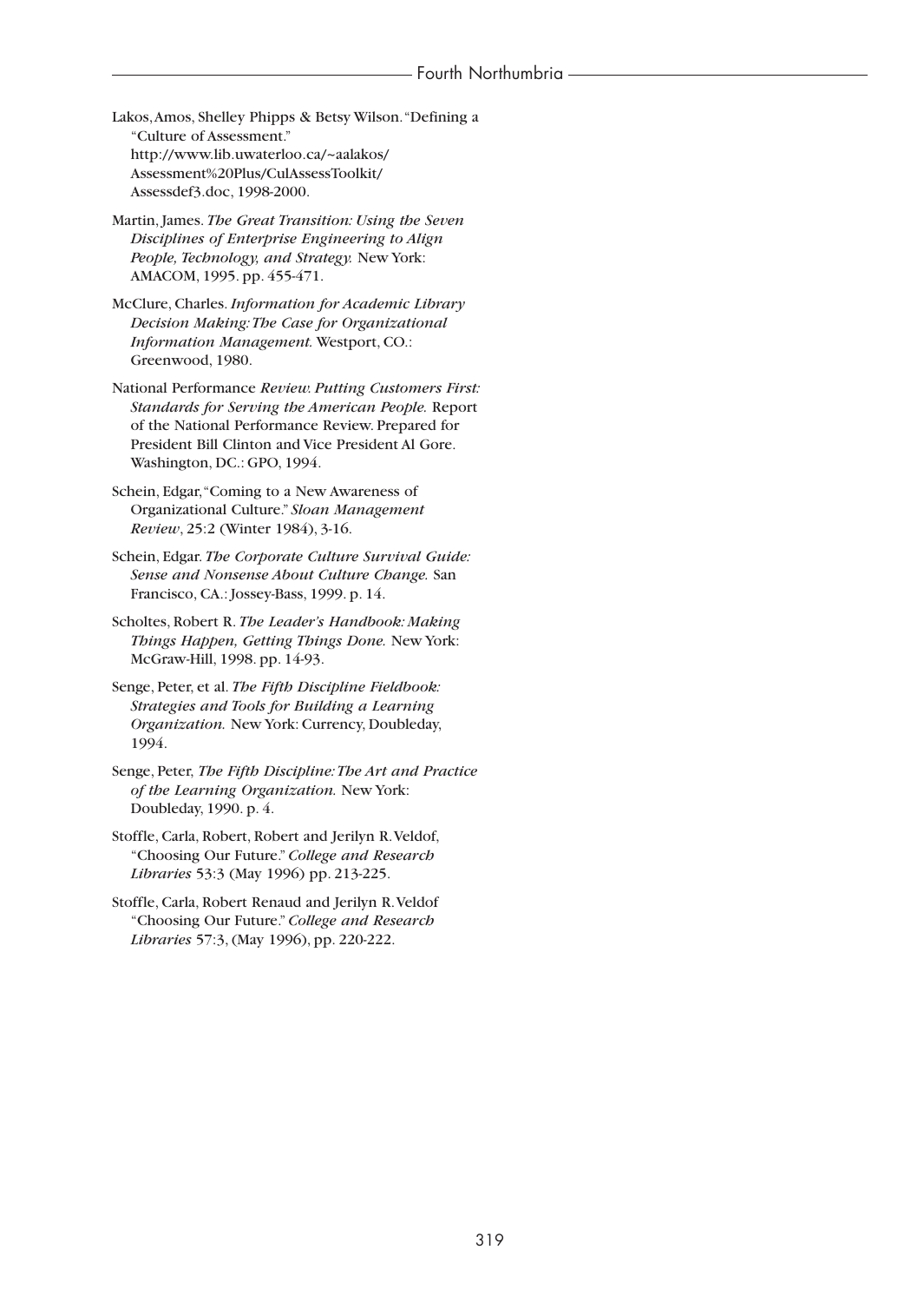Lakos, Amos, Shelley Phipps & Betsy Wilson. "Defining a "Culture of Assessment." http://www.lib.uwaterloo.ca/~aalakos/Assessment%20Plus/CulAssessToolkit/Assessdef3.doc, 1998-2000.

Martin, James. *The Great Transition: Using the Seven Disciplines of Enterprise Engineering to Align People, Technology, and Strategy.* New York: AMACOM, 1995. pp. 455-471.

McClure, Charles. *Information for Academic Library Decision Making: The Case for Organizational Information Management.* Westport, CO.: Greenwood, 1980.

National Performance *Review. Putting Customers First: Standards for Serving the American People.* Report of the National Performance Review. Prepared for President Bill Clinton and Vice President Al Gore. Washington, DC.: GPO, 1994.

Schein, Edgar, "Coming to a New Awareness of Organizational Culture." *Sloan Management Review*, 25:2 (Winter 1984), 3-16.

Schein, Edgar. *The Corporate Culture Survival Guide: Sense and Nonsense About Culture Change.* San Francisco, CA.: Jossey-Bass, 1999. p. 14.

Scholtes, Robert R. *The Leader's Handbook: Making Things Happen, Getting Things Done.* New York: McGraw-Hill, 1998. pp. 14-93.

Senge, Peter, et al. *The Fifth Discipline Fieldbook: Strategies and Tools for Building a Learning Organization.* New York: Currency, Doubleday, 1994.

Senge, Peter, *The Fifth Discipline: The Art and Practice of the Learning Organization.* New York: Doubleday, 1990. p. 4.

Stoffle, Carla, Robert, Robert and Jerilyn R. Veldof, "Choosing Our Future." *College and Research Libraries* 53:3 (May 1996) pp. 213-225.

Stoffle, Carla, Robert Renaud and Jerilyn R. Veldof "Choosing Our Future." *College and Research Libraries* 57:3, (May 1996), pp. 220-222.